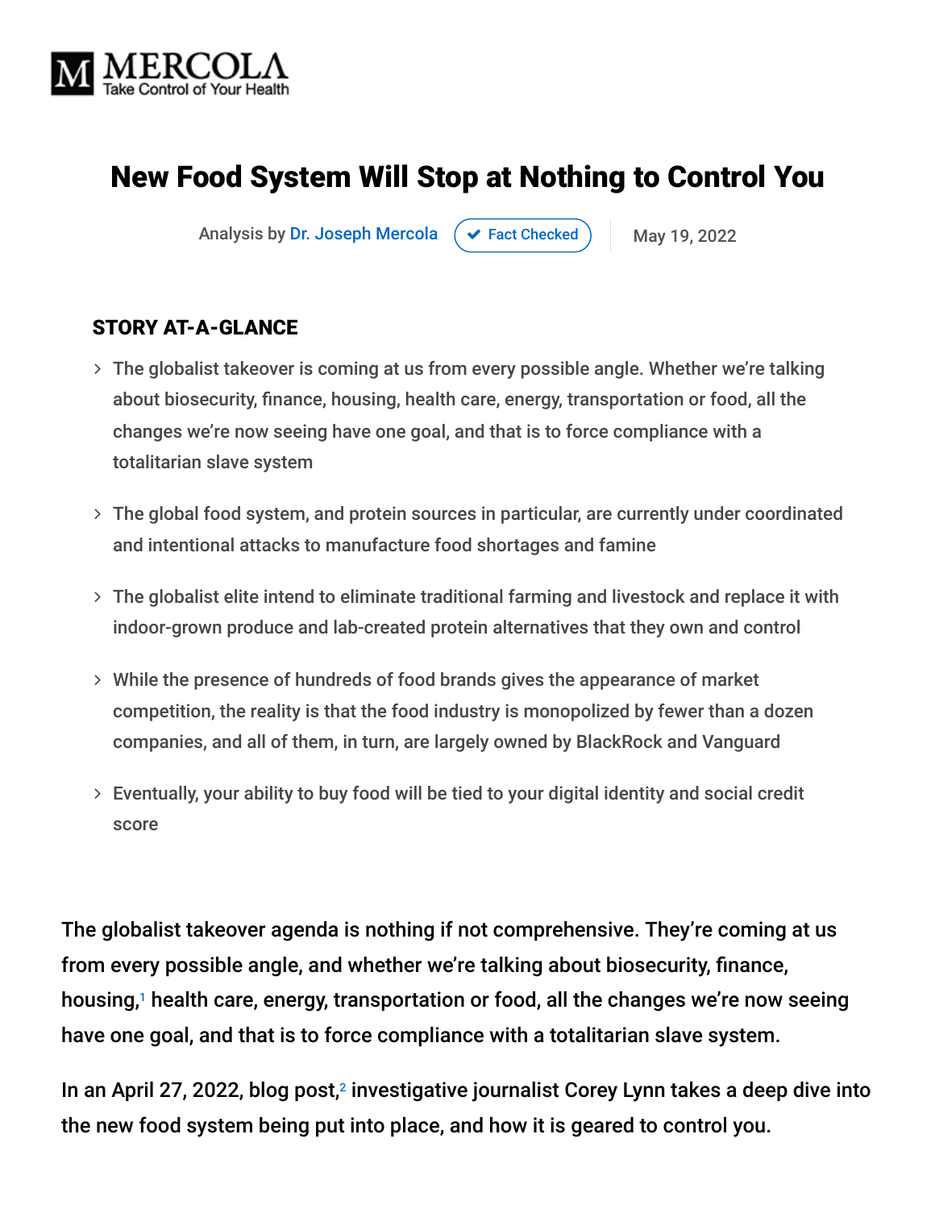MERCOLA
Take Control of Your Health

# New Food System Will Stop at Nothing to Control You

Analysis by Dr. Joseph Mercola ✔ Fact Checked | May 19, 2022

## STORY AT-A-GLANCE

- The globalist takeover is coming at us from every possible angle. Whether we're talking about biosecurity, finance, housing, health care, energy, transportation or food, all the changes we're now seeing have one goal, and that is to force compliance with a totalitarian slave system
- The global food system, and protein sources in particular, are currently under coordinated and intentional attacks to manufacture food shortages and famine
- The globalist elite intend to eliminate traditional farming and livestock and replace it with indoor-grown produce and lab-created protein alternatives that they own and control
- While the presence of hundreds of food brands gives the appearance of market competition, the reality is that the food industry is monopolized by fewer than a dozen companies, and all of them, in turn, are largely owned by BlackRock and Vanguard
- Eventually, your ability to buy food will be tied to your digital identity and social credit score

The globalist takeover agenda is nothing if not comprehensive. They're coming at us from every possible angle, and whether we're talking about biosecurity, finance, housing,[1] health care, energy, transportation or food, all the changes we're now seeing have one goal, and that is to force compliance with a totalitarian slave system.

In an April 27, 2022, blog post,[2] investigative journalist Corey Lynn takes a deep dive into the new food system being put into place, and how it is geared to control you.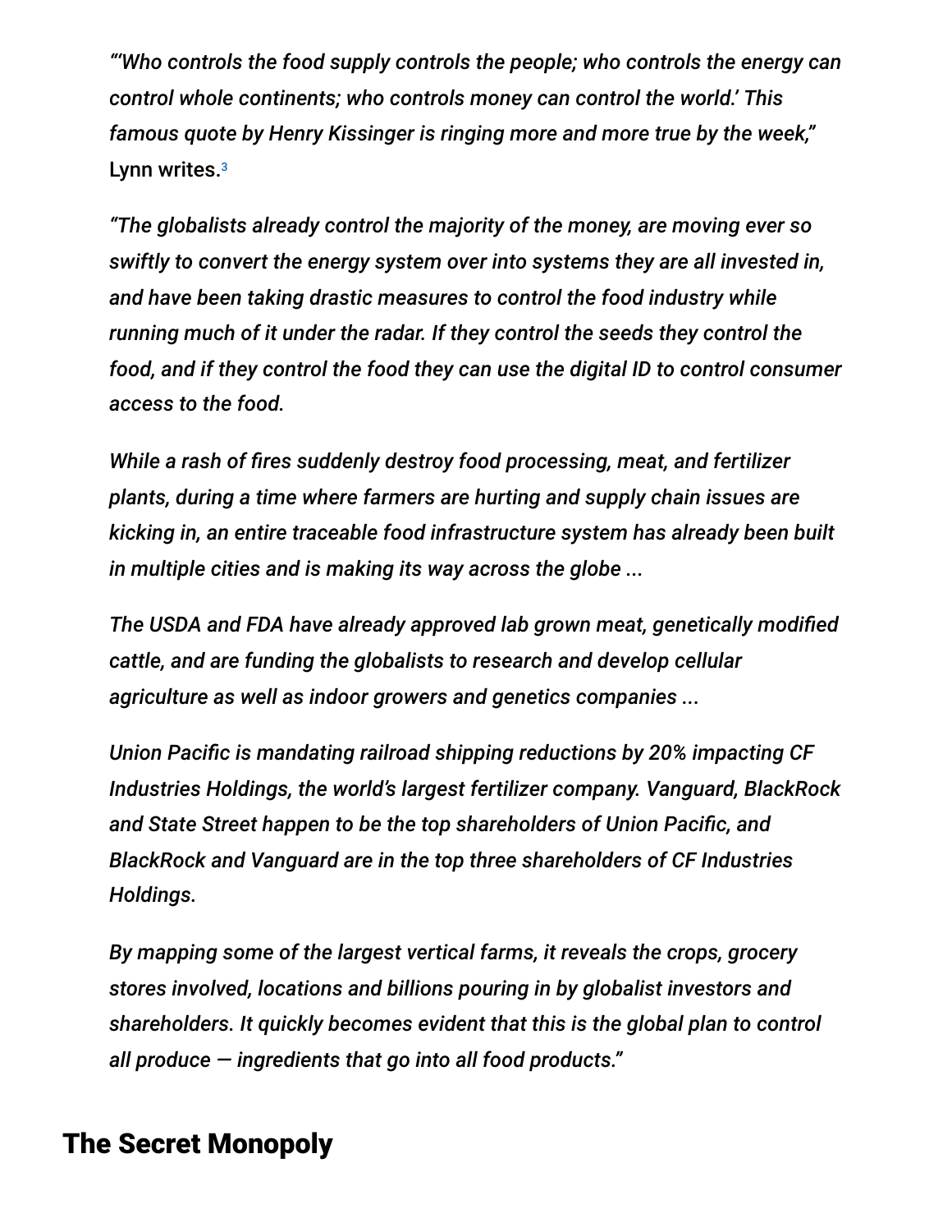*"'Who controls the food supply controls the people; who controls the energy can control whole continents; who controls money can control the world.' This famous quote by Henry Kissinger is ringing more and more true by the week,"* Lynn writes.[3]

*"The globalists already control the majority of the money, are moving ever so swiftly to convert the energy system over into systems they are all invested in, and have been taking drastic measures to control the food industry while running much of it under the radar. If they control the seeds they control the food, and if they control the food they can use the digital ID to control consumer access to the food.*

*While a rash of fires suddenly destroy food processing, meat, and fertilizer plants, during a time where farmers are hurting and supply chain issues are kicking in, an entire traceable food infrastructure system has already been built in multiple cities and is making its way across the globe ...*

*The USDA and FDA have already approved lab grown meat, genetically modified cattle, and are funding the globalists to research and develop cellular agriculture as well as indoor growers and genetics companies ...*

*Union Pacific is mandating railroad shipping reductions by 20% impacting CF Industries Holdings, the world's largest fertilizer company. Vanguard, BlackRock and State Street happen to be the top shareholders of Union Pacific, and BlackRock and Vanguard are in the top three shareholders of CF Industries Holdings.*

*By mapping some of the largest vertical farms, it reveals the crops, grocery stores involved, locations and billions pouring in by globalist investors and shareholders. It quickly becomes evident that this is the global plan to control all produce — ingredients that go into all food products."*

## The Secret Monopoly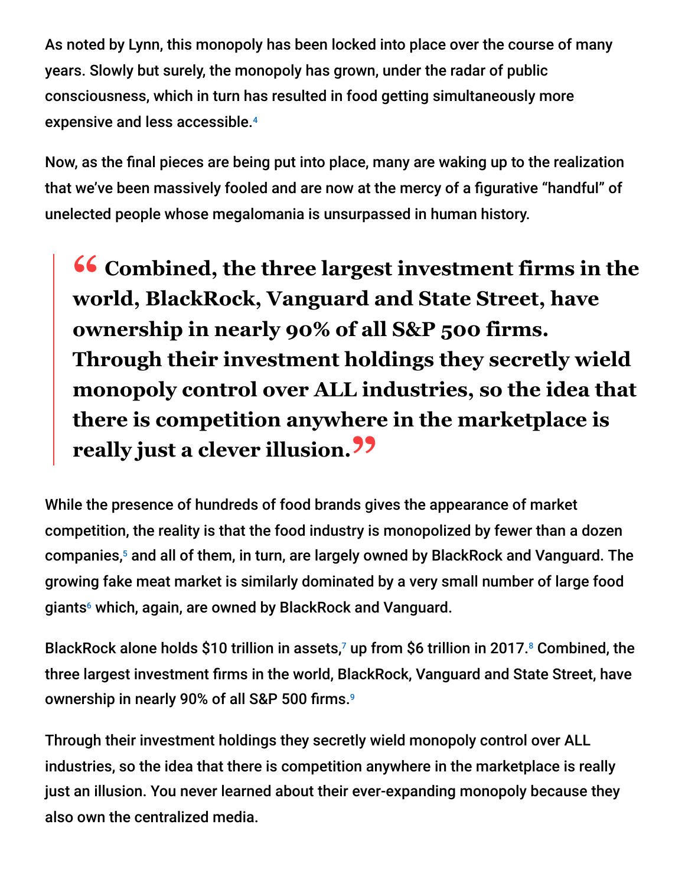As noted by Lynn, this monopoly has been locked into place over the course of many years. Slowly but surely, the monopoly has grown, under the radar of public consciousness, which in turn has resulted in food getting simultaneously more expensive and less accessible.[4]

Now, as the final pieces are being put into place, many are waking up to the realization that we've been massively fooled and are now at the mercy of a figurative "handful" of unelected people whose megalomania is unsurpassed in human history.

> **"Combined, the three largest investment firms in the world, BlackRock, Vanguard and State Street, have ownership in nearly 90% of all S&P 500 firms. Through their investment holdings they secretly wield monopoly control over ALL industries, so the idea that there is competition anywhere in the marketplace is really just a clever illusion."**

While the presence of hundreds of food brands gives the appearance of market competition, the reality is that the food industry is monopolized by fewer than a dozen companies,[5] and all of them, in turn, are largely owned by BlackRock and Vanguard. The growing fake meat market is similarly dominated by a very small number of large food giants[6] which, again, are owned by BlackRock and Vanguard.

BlackRock alone holds $10 trillion in assets,[7] up from $6 trillion in 2017.[8] Combined, the three largest investment firms in the world, BlackRock, Vanguard and State Street, have ownership in nearly 90% of all S&P 500 firms.[9]

Through their investment holdings they secretly wield monopoly control over ALL industries, so the idea that there is competition anywhere in the marketplace is really just an illusion. You never learned about their ever-expanding monopoly because they also own the centralized media.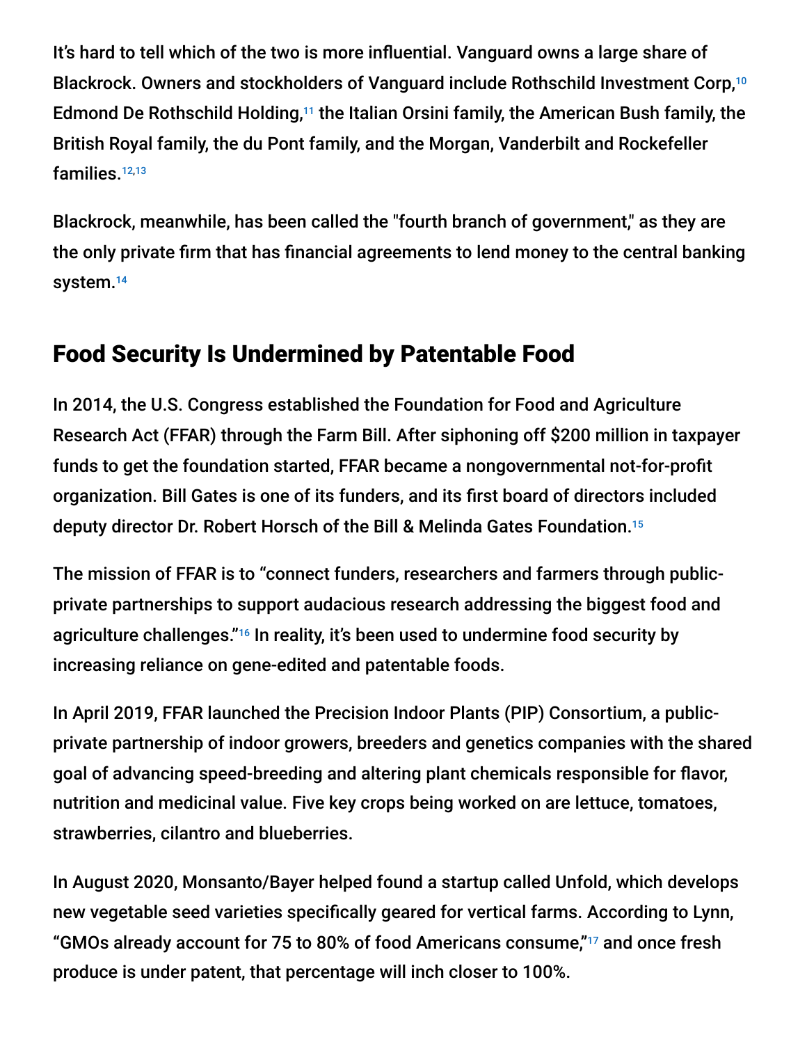It's hard to tell which of the two is more influential. Vanguard owns a large share of Blackrock. Owners and stockholders of Vanguard include Rothschild Investment Corp,[10] Edmond De Rothschild Holding,[11] the Italian Orsini family, the American Bush family, the British Royal family, the du Pont family, and the Morgan, Vanderbilt and Rockefeller families.[12,13]

Blackrock, meanwhile, has been called the "fourth branch of government," as they are the only private firm that has financial agreements to lend money to the central banking system.[14]

## Food Security Is Undermined by Patentable Food

In 2014, the U.S. Congress established the Foundation for Food and Agriculture Research Act (FFAR) through the Farm Bill. After siphoning off $200 million in taxpayer funds to get the foundation started, FFAR became a nongovernmental not-for-profit organization. Bill Gates is one of its funders, and its first board of directors included deputy director Dr. Robert Horsch of the Bill & Melinda Gates Foundation.[15]

The mission of FFAR is to "connect funders, researchers and farmers through public-private partnerships to support audacious research addressing the biggest food and agriculture challenges."[16] In reality, it's been used to undermine food security by increasing reliance on gene-edited and patentable foods.

In April 2019, FFAR launched the Precision Indoor Plants (PIP) Consortium, a public-private partnership of indoor growers, breeders and genetics companies with the shared goal of advancing speed-breeding and altering plant chemicals responsible for flavor, nutrition and medicinal value. Five key crops being worked on are lettuce, tomatoes, strawberries, cilantro and blueberries.

In August 2020, Monsanto/Bayer helped found a startup called Unfold, which develops new vegetable seed varieties specifically geared for vertical farms. According to Lynn, "GMOs already account for 75 to 80% of food Americans consume,"[17] and once fresh produce is under patent, that percentage will inch closer to 100%.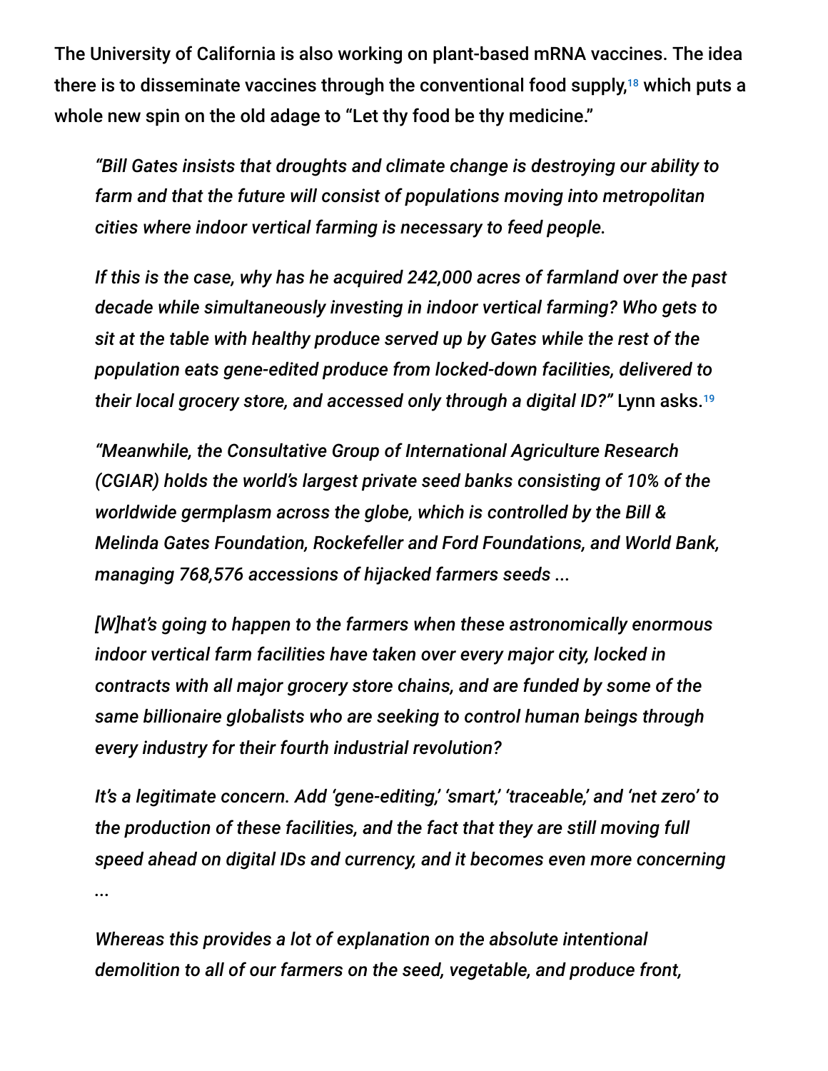The University of California is also working on plant-based mRNA vaccines. The idea there is to disseminate vaccines through the conventional food supply,[18] which puts a whole new spin on the old adage to "Let thy food be thy medicine."

> *"Bill Gates insists that droughts and climate change is destroying our ability to farm and that the future will consist of populations moving into metropolitan cities where indoor vertical farming is necessary to feed people.*
>
> *If this is the case, why has he acquired 242,000 acres of farmland over the past decade while simultaneously investing in indoor vertical farming? Who gets to sit at the table with healthy produce served up by Gates while the rest of the population eats gene-edited produce from locked-down facilities, delivered to their local grocery store, and accessed only through a digital ID?"* Lynn asks.[19]
>
> *"Meanwhile, the Consultative Group of International Agriculture Research (CGIAR) holds the world's largest private seed banks consisting of 10% of the worldwide germplasm across the globe, which is controlled by the Bill & Melinda Gates Foundation, Rockefeller and Ford Foundations, and World Bank, managing 768,576 accessions of hijacked farmers seeds ...*
>
> *[W]hat's going to happen to the farmers when these astronomically enormous indoor vertical farm facilities have taken over every major city, locked in contracts with all major grocery store chains, and are funded by some of the same billionaire globalists who are seeking to control human beings through every industry for their fourth industrial revolution?*
>
> *It's a legitimate concern. Add 'gene-editing,' 'smart,' 'traceable,' and 'net zero' to the production of these facilities, and the fact that they are still moving full speed ahead on digital IDs and currency, and it becomes even more concerning ...*
>
> *Whereas this provides a lot of explanation on the absolute intentional demolition to all of our farmers on the seed, vegetable, and produce front,*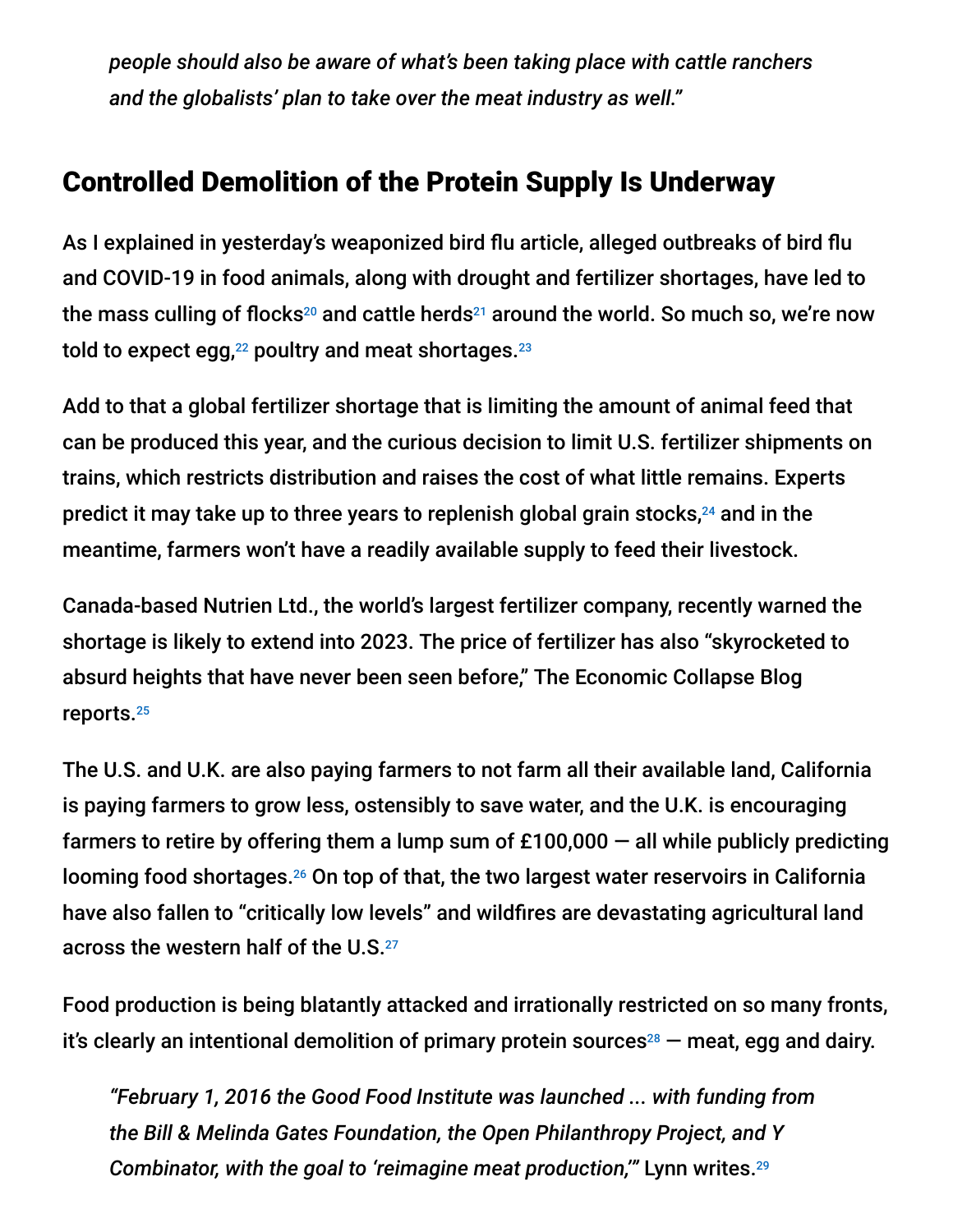*people should also be aware of what's been taking place with cattle ranchers and the globalists' plan to take over the meat industry as well."*

## Controlled Demolition of the Protein Supply Is Underway

As I explained in yesterday's weaponized bird flu article, alleged outbreaks of bird flu and COVID-19 in food animals, along with drought and fertilizer shortages, have led to the mass culling of flocks[20] and cattle herds[21] around the world. So much so, we're now told to expect egg,[22] poultry and meat shortages.[23]

Add to that a global fertilizer shortage that is limiting the amount of animal feed that can be produced this year, and the curious decision to limit U.S. fertilizer shipments on trains, which restricts distribution and raises the cost of what little remains. Experts predict it may take up to three years to replenish global grain stocks,[24] and in the meantime, farmers won't have a readily available supply to feed their livestock.

Canada-based Nutrien Ltd., the world's largest fertilizer company, recently warned the shortage is likely to extend into 2023. The price of fertilizer has also "skyrocketed to absurd heights that have never been seen before," The Economic Collapse Blog reports.[25]

The U.S. and U.K. are also paying farmers to not farm all their available land, California is paying farmers to grow less, ostensibly to save water, and the U.K. is encouraging farmers to retire by offering them a lump sum of £100,000 — all while publicly predicting looming food shortages.[26] On top of that, the two largest water reservoirs in California have also fallen to "critically low levels" and wildfires are devastating agricultural land across the western half of the U.S.[27]

Food production is being blatantly attacked and irrationally restricted on so many fronts, it's clearly an intentional demolition of primary protein sources[28] — meat, egg and dairy.

> *"February 1, 2016 the Good Food Institute was launched ... with funding from the Bill & Melinda Gates Foundation, the Open Philanthropy Project, and Y Combinator, with the goal to 'reimagine meat production,'"* Lynn writes.[29]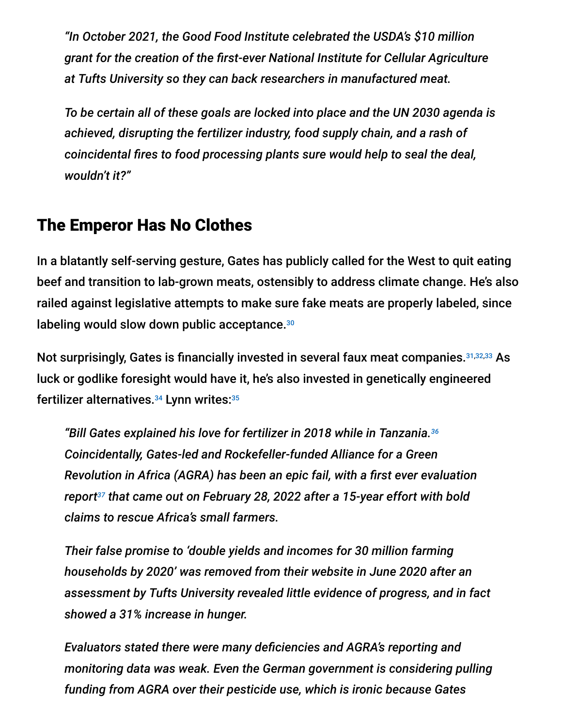*"In October 2021, the Good Food Institute celebrated the USDA's $10 million grant for the creation of the first-ever National Institute for Cellular Agriculture at Tufts University so they can back researchers in manufactured meat.*

*To be certain all of these goals are locked into place and the UN 2030 agenda is achieved, disrupting the fertilizer industry, food supply chain, and a rash of coincidental fires to food processing plants sure would help to seal the deal, wouldn't it?"*

## The Emperor Has No Clothes

In a blatantly self-serving gesture, Gates has publicly called for the West to quit eating beef and transition to lab-grown meats, ostensibly to address climate change. He's also railed against legislative attempts to make sure fake meats are properly labeled, since labeling would slow down public acceptance.[30]

Not surprisingly, Gates is financially invested in several faux meat companies.[31,32,33] As luck or godlike foresight would have it, he's also invested in genetically engineered fertilizer alternatives.[34] Lynn writes:[35]

*"Bill Gates explained his love for fertilizer in 2018 while in Tanzania.[36] Coincidentally, Gates-led and Rockefeller-funded Alliance for a Green Revolution in Africa (AGRA) has been an epic fail, with a first ever evaluation report[37] that came out on February 28, 2022 after a 15-year effort with bold claims to rescue Africa's small farmers.*

*Their false promise to 'double yields and incomes for 30 million farming households by 2020' was removed from their website in June 2020 after an assessment by Tufts University revealed little evidence of progress, and in fact showed a 31% increase in hunger.*

*Evaluators stated there were many deficiencies and AGRA's reporting and monitoring data was weak. Even the German government is considering pulling funding from AGRA over their pesticide use, which is ironic because Gates*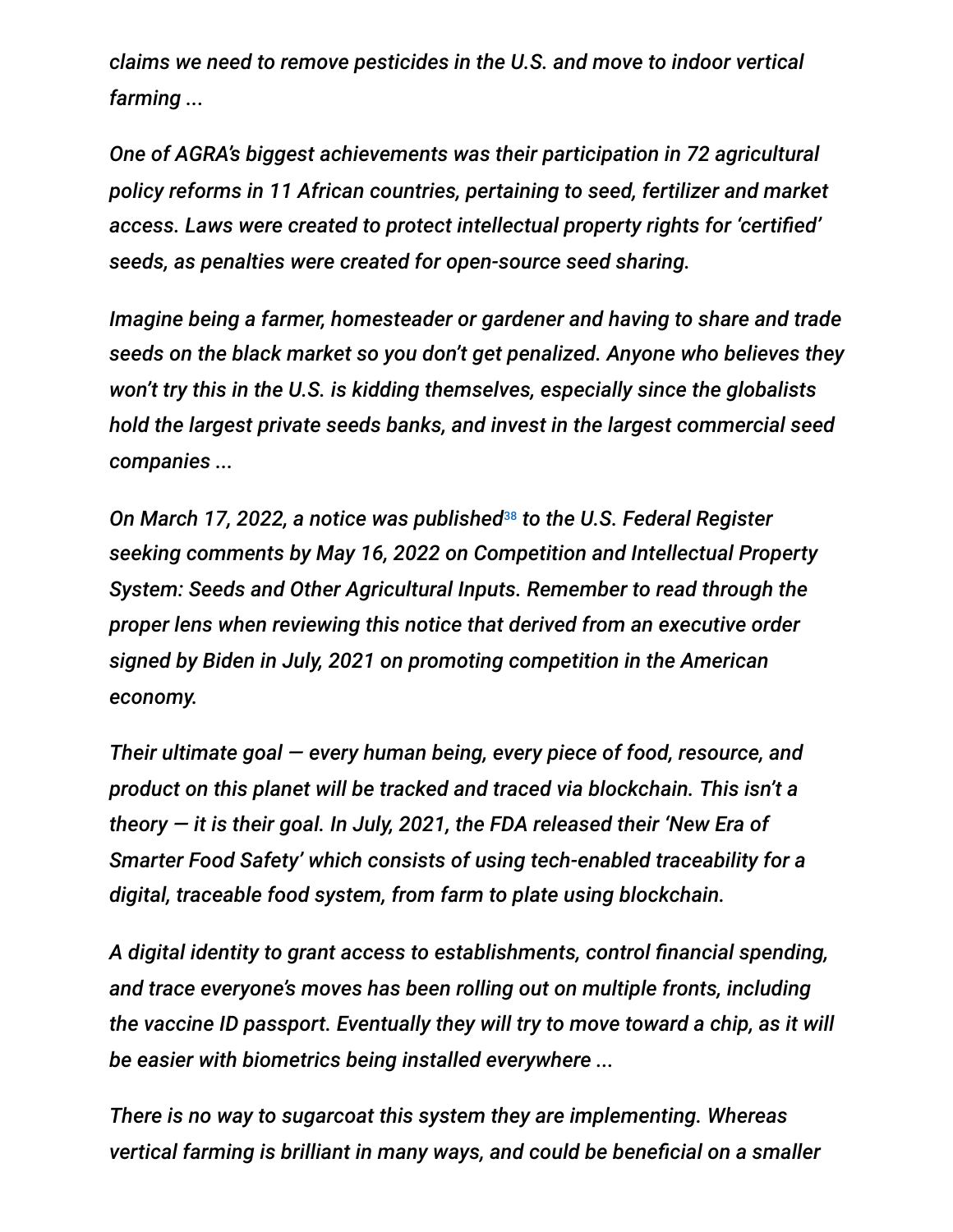*claims we need to remove pesticides in the U.S. and move to indoor vertical farming ...*

*One of AGRA's biggest achievements was their participation in 72 agricultural policy reforms in 11 African countries, pertaining to seed, fertilizer and market access. Laws were created to protect intellectual property rights for 'certified' seeds, as penalties were created for open-source seed sharing.*

*Imagine being a farmer, homesteader or gardener and having to share and trade seeds on the black market so you don't get penalized. Anyone who believes they won't try this in the U.S. is kidding themselves, especially since the globalists hold the largest private seeds banks, and invest in the largest commercial seed companies ...*

*On March 17, 2022, a notice was published*[38] *to the U.S. Federal Register seeking comments by May 16, 2022 on Competition and Intellectual Property System: Seeds and Other Agricultural Inputs. Remember to read through the proper lens when reviewing this notice that derived from an executive order signed by Biden in July, 2021 on promoting competition in the American economy.*

*Their ultimate goal — every human being, every piece of food, resource, and product on this planet will be tracked and traced via blockchain. This isn't a theory — it is their goal. In July, 2021, the FDA released their 'New Era of Smarter Food Safety' which consists of using tech-enabled traceability for a digital, traceable food system, from farm to plate using blockchain.*

*A digital identity to grant access to establishments, control financial spending, and trace everyone's moves has been rolling out on multiple fronts, including the vaccine ID passport. Eventually they will try to move toward a chip, as it will be easier with biometrics being installed everywhere ...*

*There is no way to sugarcoat this system they are implementing. Whereas vertical farming is brilliant in many ways, and could be beneficial on a smaller*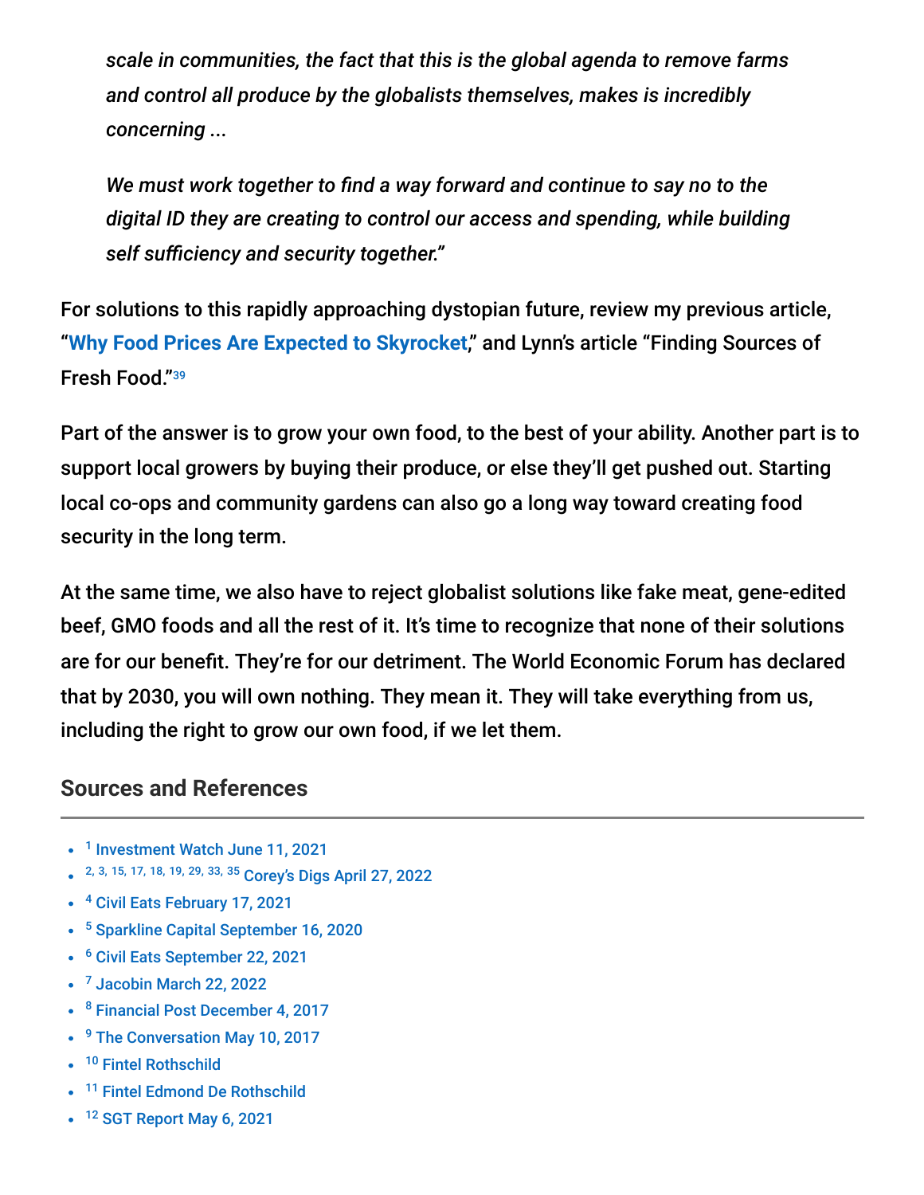*scale in communities, the fact that this is the global agenda to remove farms and control all produce by the globalists themselves, makes is incredibly concerning ...*

*We must work together to find a way forward and continue to say no to the digital ID they are creating to control our access and spending, while building self sufficiency and security together."*

For solutions to this rapidly approaching dystopian future, review my previous article, "Why Food Prices Are Expected to Skyrocket," and Lynn's article "Finding Sources of Fresh Food."[39]

Part of the answer is to grow your own food, to the best of your ability. Another part is to support local growers by buying their produce, or else they'll get pushed out. Starting local co-ops and community gardens can also go a long way toward creating food security in the long term.

At the same time, we also have to reject globalist solutions like fake meat, gene-edited beef, GMO foods and all the rest of it. It's time to recognize that none of their solutions are for our benefit. They're for our detriment. The World Economic Forum has declared that by 2030, you will own nothing. They mean it. They will take everything from us, including the right to grow our own food, if we let them.

## Sources and References

- [1] Investment Watch June 11, 2021
- [2, 3, 15, 17, 18, 19, 29, 33, 35] Corey's Digs April 27, 2022
- [4] Civil Eats February 17, 2021
- [5] Sparkline Capital September 16, 2020
- [6] Civil Eats September 22, 2021
- [7] Jacobin March 22, 2022
- [8] Financial Post December 4, 2017
- [9] The Conversation May 10, 2017
- [10] Fintel Rothschild
- [11] Fintel Edmond De Rothschild
- [12] SGT Report May 6, 2021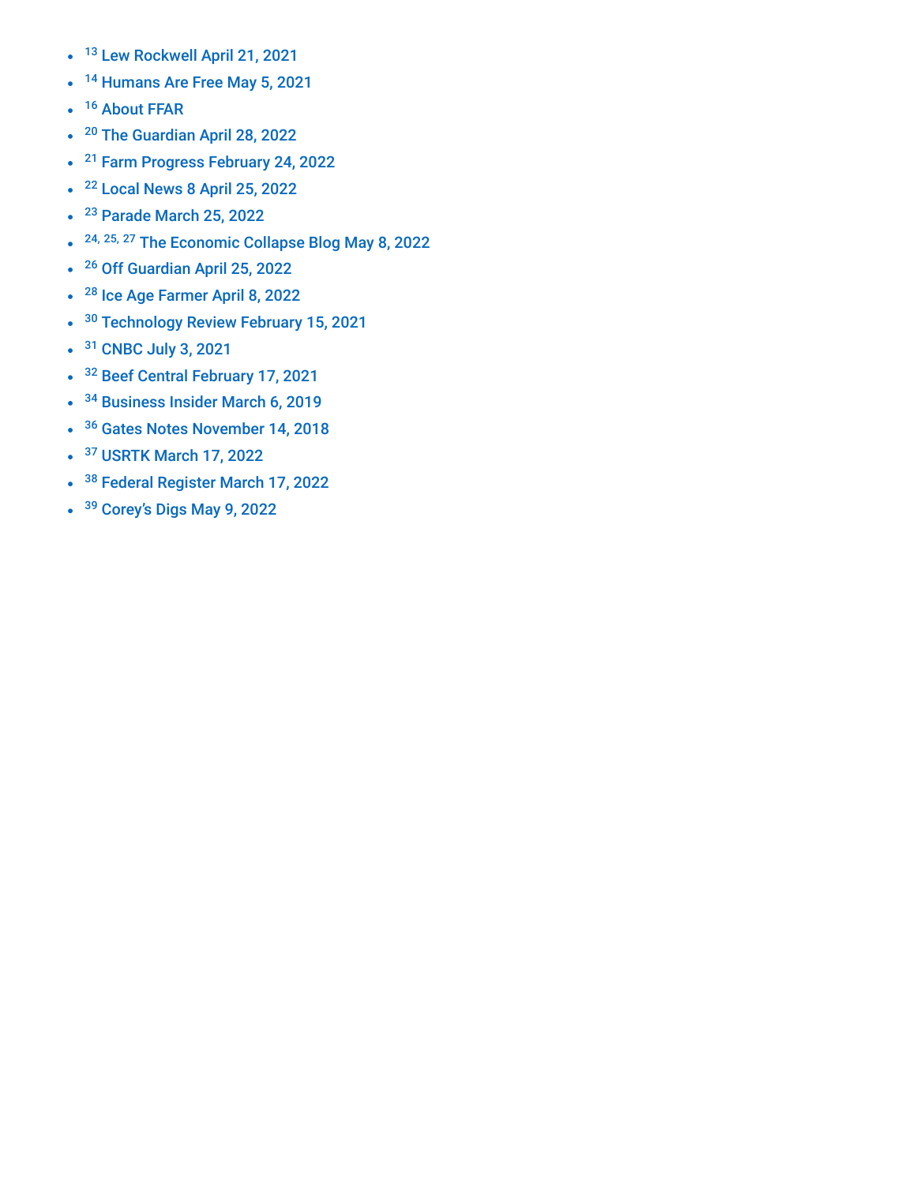- [13] Lew Rockwell April 21, 2021
- [14] Humans Are Free May 5, 2021
- [16] About FFAR
- [20] The Guardian April 28, 2022
- [21] Farm Progress February 24, 2022
- [22] Local News 8 April 25, 2022
- [23] Parade March 25, 2022
- [24, 25, 27] The Economic Collapse Blog May 8, 2022
- [26] Off Guardian April 25, 2022
- [28] Ice Age Farmer April 8, 2022
- [30] Technology Review February 15, 2021
- [31] CNBC July 3, 2021
- [32] Beef Central February 17, 2021
- [34] Business Insider March 6, 2019
- [36] Gates Notes November 14, 2018
- [37] USRTK March 17, 2022
- [38] Federal Register March 17, 2022
- [39] Corey's Digs May 9, 2022